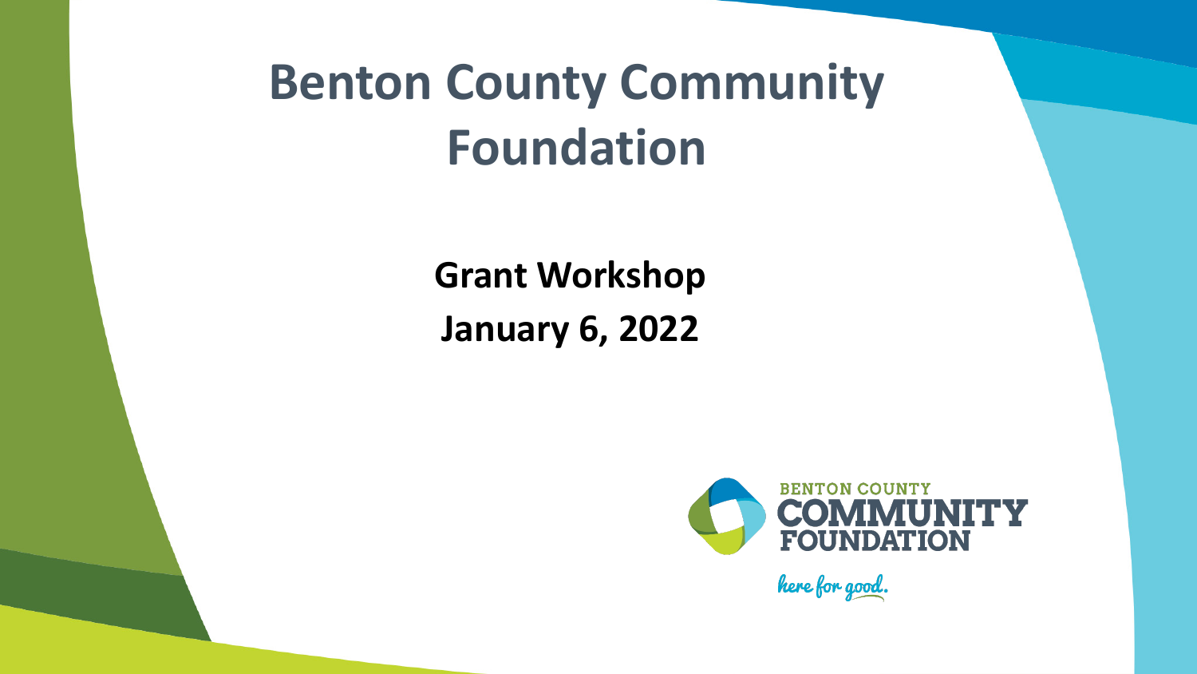# Benton County Community Foundation

**Grant Workshop**

**January 6, 2022**

BENTON COUNTY COMMUNITY FOUNDATION

*here for good.*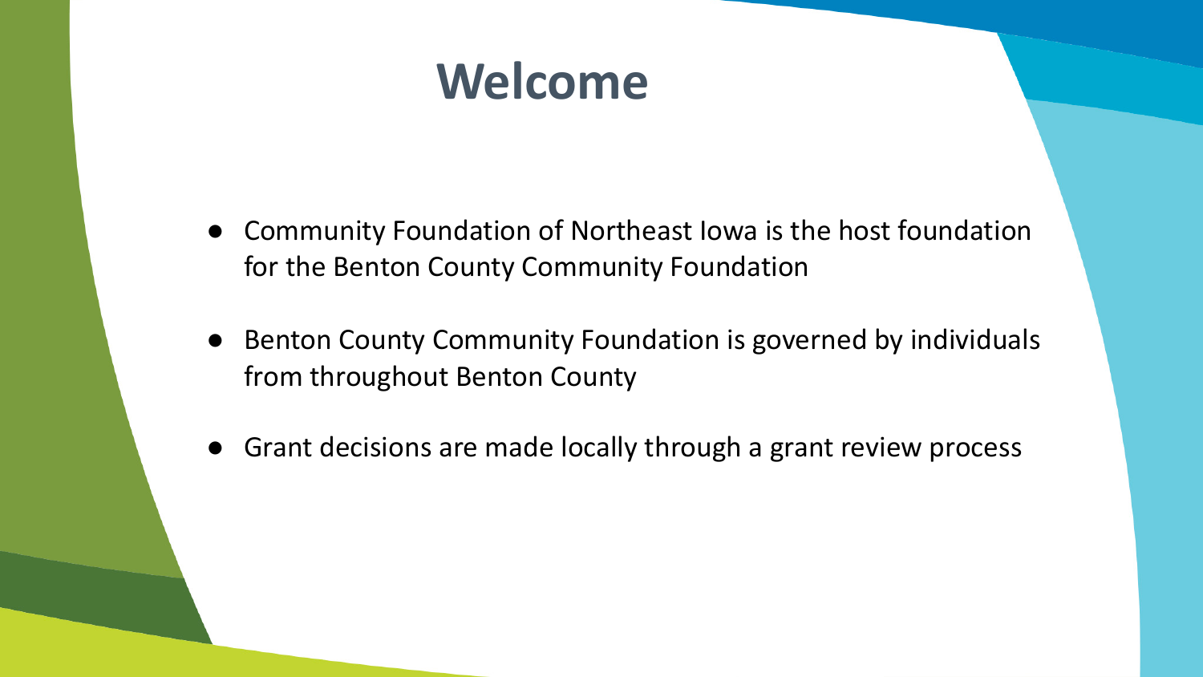# Welcome

- Community Foundation of Northeast Iowa is the host foundation for the Benton County Community Foundation
- Benton County Community Foundation is governed by individuals from throughout Benton County
- Grant decisions are made locally through a grant review process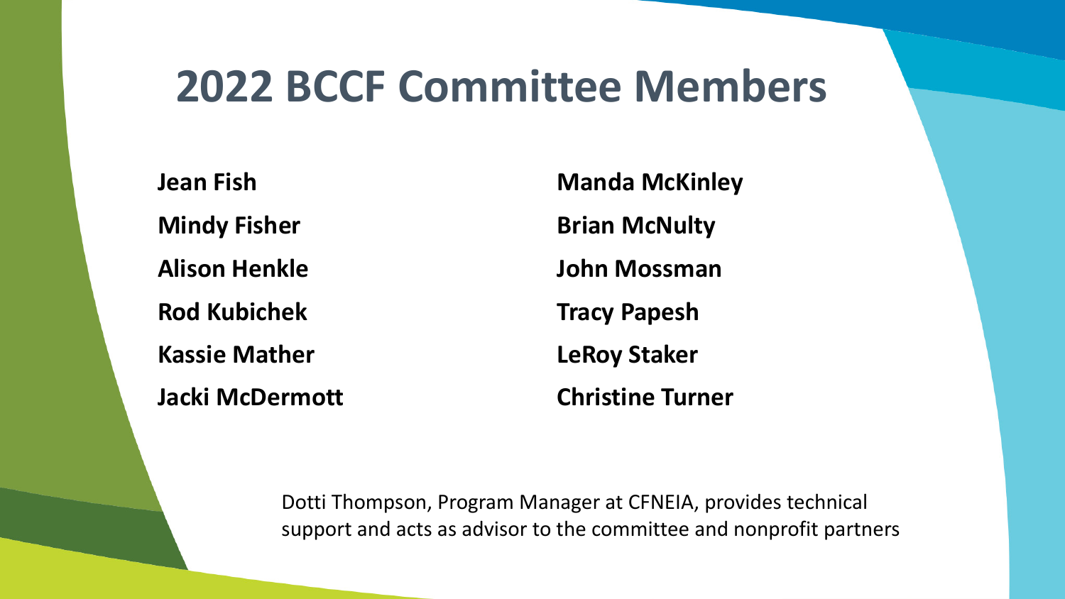# 2022 BCCF Committee Members

**Jean Fish**

**Mindy Fisher**

**Alison Henkle**

**Rod Kubichek**

**Kassie Mather**

**Jacki McDermott**

**Manda McKinley**

**Brian McNulty**

**John Mossman**

**Tracy Papesh**

**LeRoy Staker**

**Christine Turner**

Dotti Thompson, Program Manager at CFNEIA, provides technical support and acts as advisor to the committee and nonprofit partners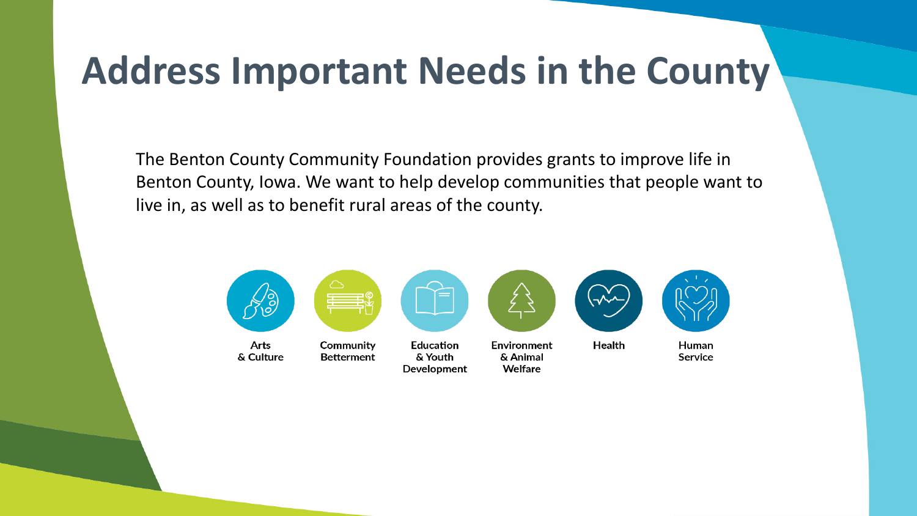# Address Important Needs in the County

The Benton County Community Foundation provides grants to improve life in Benton County, Iowa. We want to help develop communities that people want to live in, as well as to benefit rural areas of the county.

- Arts & Culture
- Community Betterment
- Education & Youth Development
- Environment & Animal Welfare
- Health
- Human Service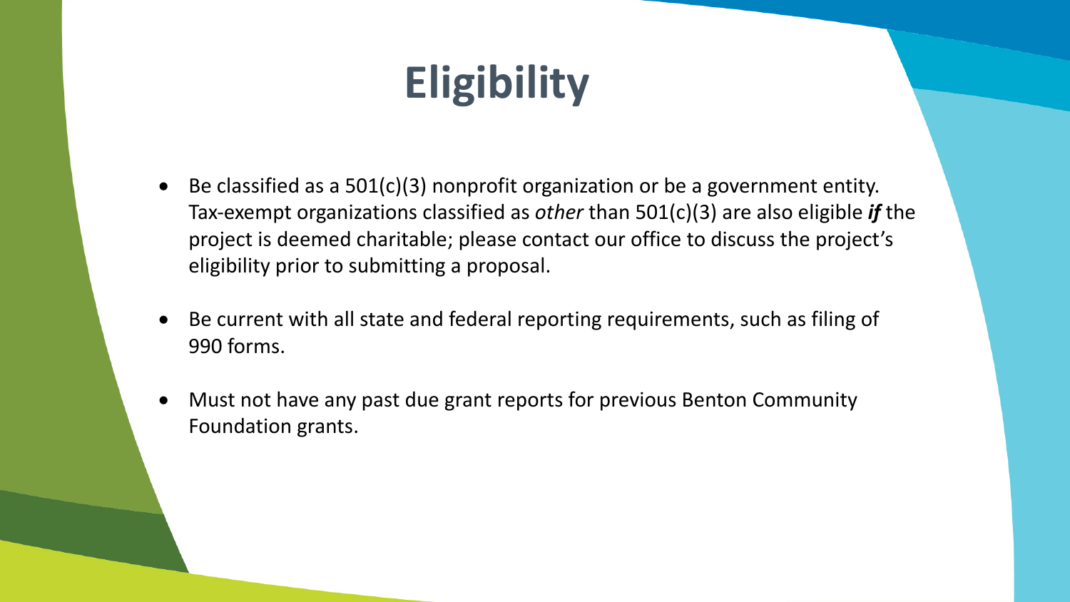# Eligibility

- Be classified as a 501(c)(3) nonprofit organization or be a government entity. Tax-exempt organizations classified as *other* than 501(c)(3) are also eligible ***if*** the project is deemed charitable; please contact our office to discuss the project's eligibility prior to submitting a proposal.
- Be current with all state and federal reporting requirements, such as filing of 990 forms.
- Must not have any past due grant reports for previous Benton Community Foundation grants.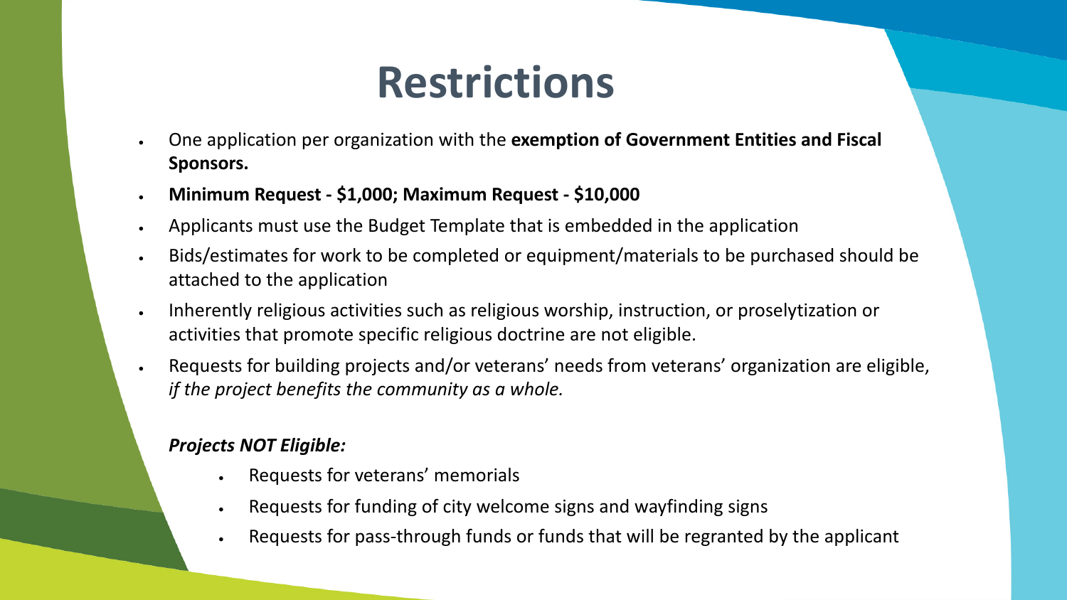# Restrictions

- One application per organization with the **exemption of Government Entities and Fiscal Sponsors.**
- **Minimum Request - $1,000; Maximum Request - $10,000**
- Applicants must use the Budget Template that is embedded in the application
- Bids/estimates for work to be completed or equipment/materials to be purchased should be attached to the application
- Inherently religious activities such as religious worship, instruction, or proselytization or activities that promote specific religious doctrine are not eligible.
- Requests for building projects and/or veterans' needs from veterans' organization are eligible, *if the project benefits the community as a whole.*

***Projects NOT Eligible:***

- Requests for veterans' memorials
- Requests for funding of city welcome signs and wayfinding signs
- Requests for pass-through funds or funds that will be regranted by the applicant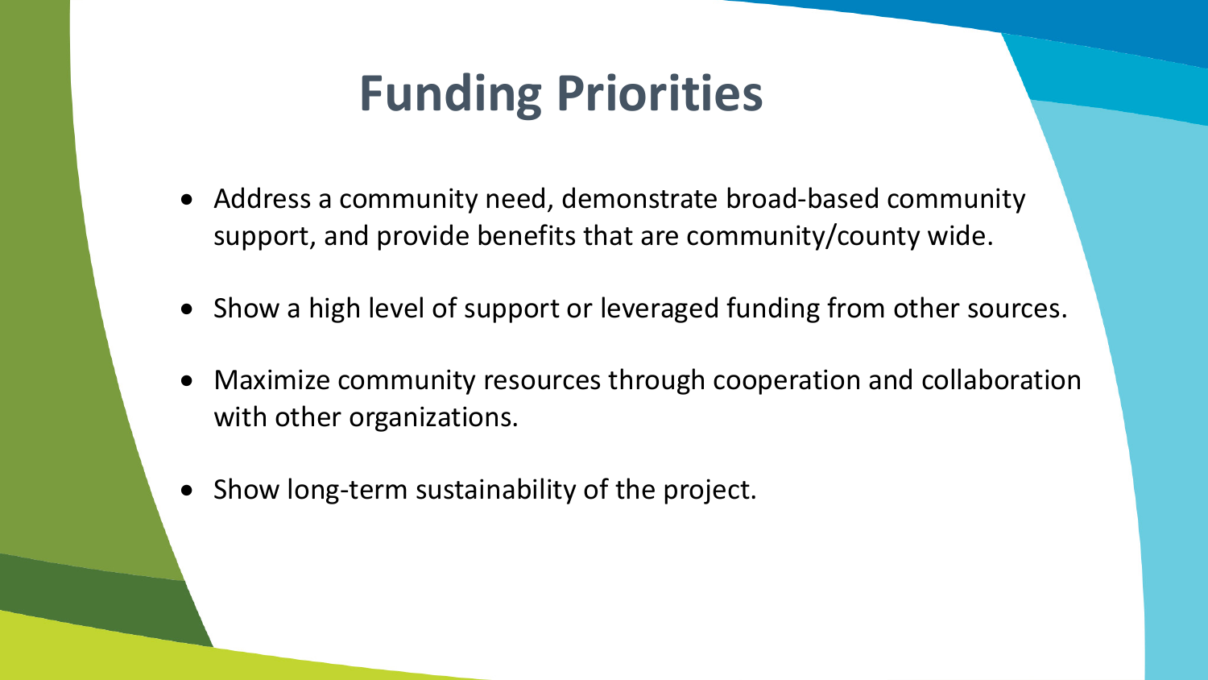# Funding Priorities

- Address a community need, demonstrate broad-based community support, and provide benefits that are community/county wide.
- Show a high level of support or leveraged funding from other sources.
- Maximize community resources through cooperation and collaboration with other organizations.
- Show long-term sustainability of the project.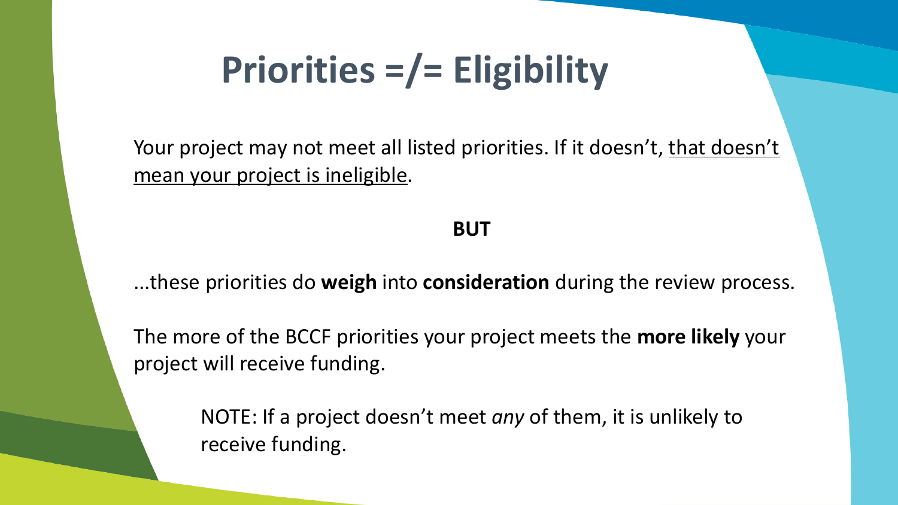# Priorities =/= Eligibility

Your project may not meet all listed priorities. If it doesn't, <u>that doesn't mean your project is ineligible</u>.

**BUT**

...these priorities do **weigh** into **consideration** during the review process.

The more of the BCCF priorities your project meets the **more likely** your project will receive funding.

> NOTE: If a project doesn't meet *any* of them, it is unlikely to receive funding.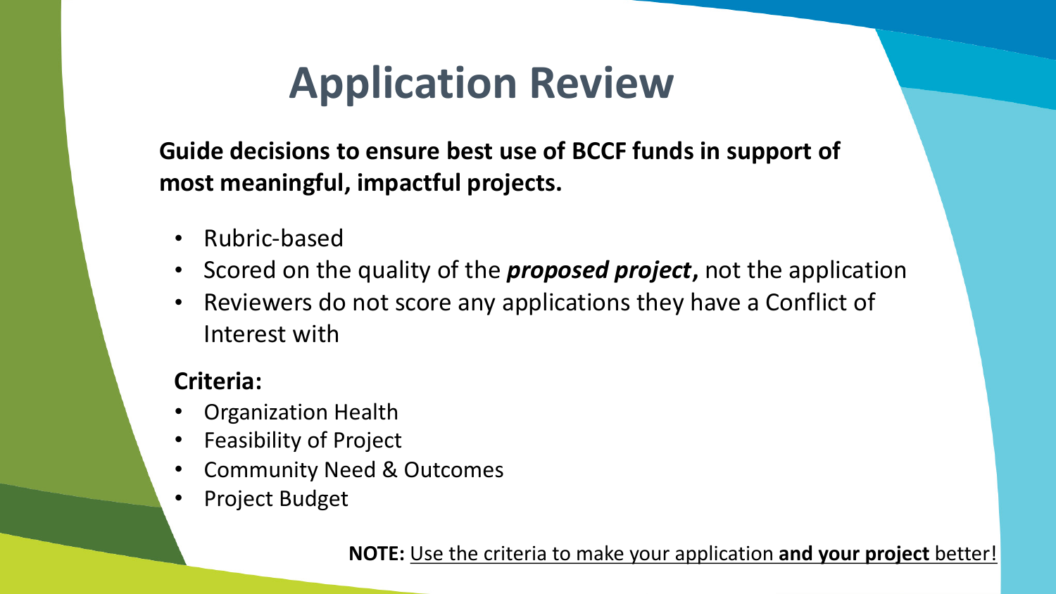# Application Review

**Guide decisions to ensure best use of BCCF funds in support of most meaningful, impactful projects.**

- Rubric-based
- Scored on the quality of the ***proposed project*****,** not the application
- Reviewers do not score any applications they have a Conflict of Interest with

**Criteria:**

- Organization Health
- Feasibility of Project
- Community Need & Outcomes
- Project Budget

**NOTE:** Use the criteria to make your application **and your project** better!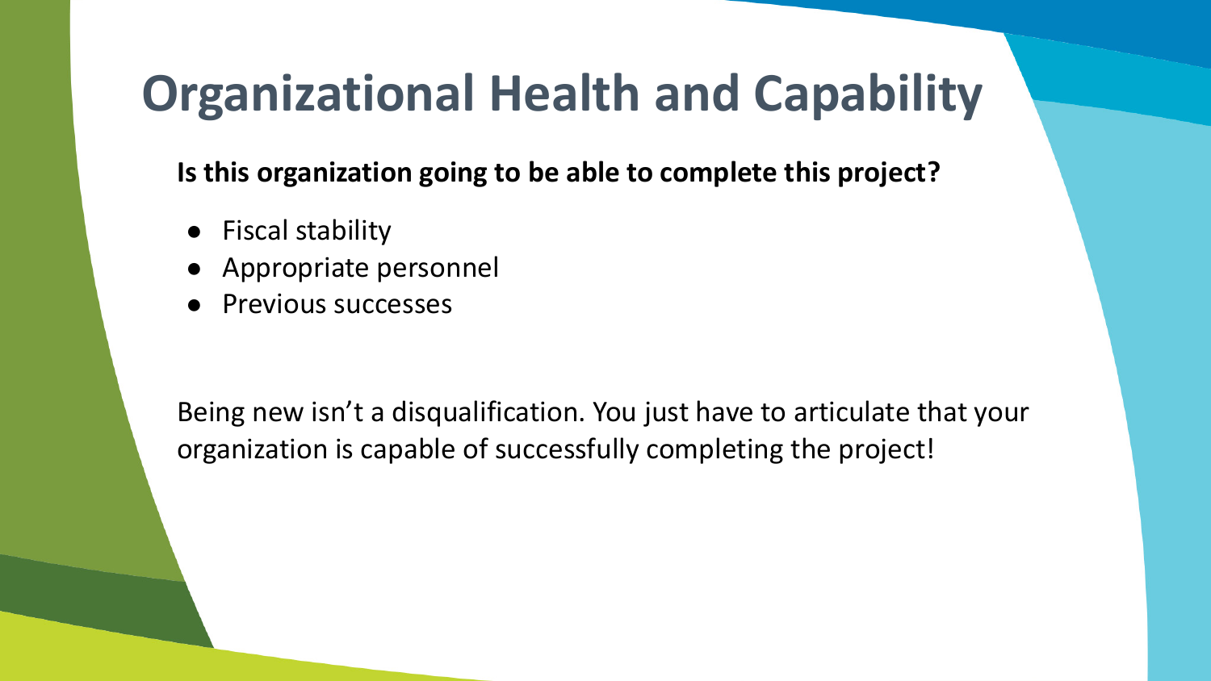# Organizational Health and Capability

**Is this organization going to be able to complete this project?**

- Fiscal stability
- Appropriate personnel
- Previous successes

Being new isn't a disqualification. You just have to articulate that your organization is capable of successfully completing the project!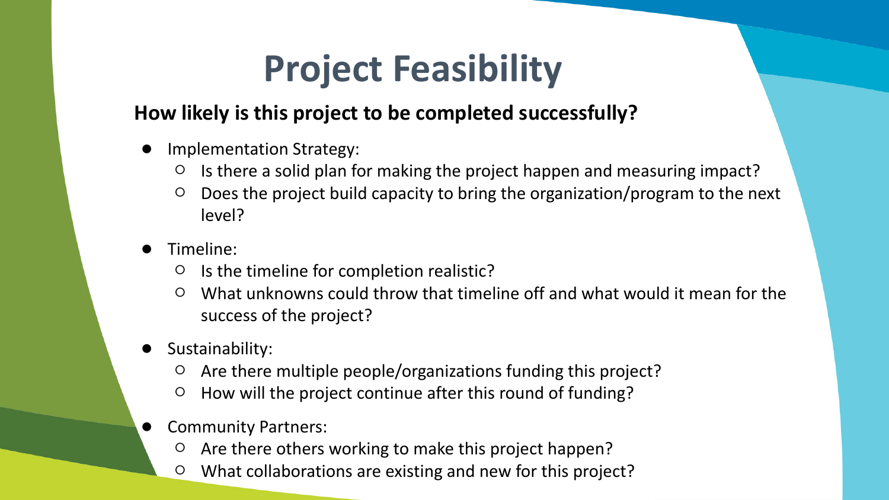# Project Feasibility

**How likely is this project to be completed successfully?**

- Implementation Strategy:
  - Is there a solid plan for making the project happen and measuring impact?
  - Does the project build capacity to bring the organization/program to the next level?
- Timeline:
  - Is the timeline for completion realistic?
  - What unknowns could throw that timeline off and what would it mean for the success of the project?
- Sustainability:
  - Are there multiple people/organizations funding this project?
  - How will the project continue after this round of funding?
- Community Partners:
  - Are there others working to make this project happen?
  - What collaborations are existing and new for this project?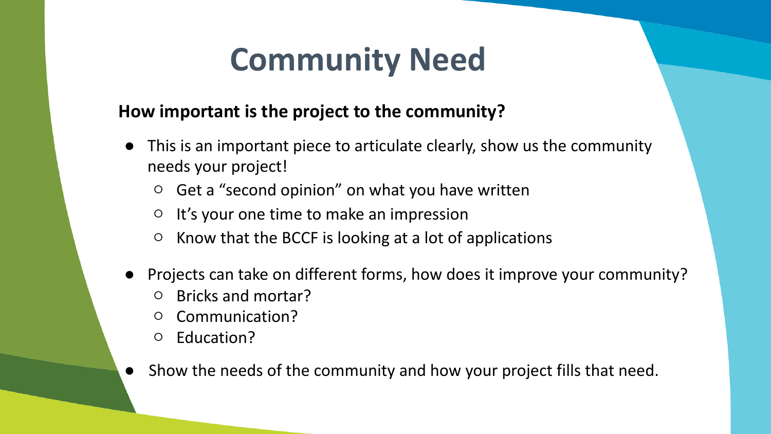# Community Need

**How important is the project to the community?**

- This is an important piece to articulate clearly, show us the community needs your project!
  - Get a "second opinion" on what you have written
  - It's your one time to make an impression
  - Know that the BCCF is looking at a lot of applications
- Projects can take on different forms, how does it improve your community?
  - Bricks and mortar?
  - Communication?
  - Education?
- Show the needs of the community and how your project fills that need.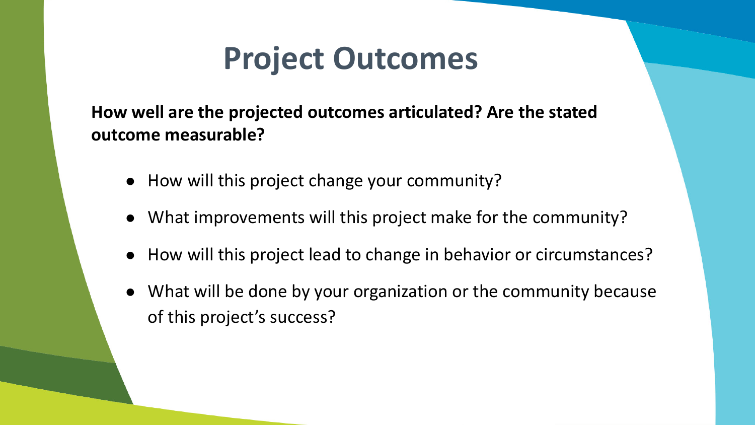# Project Outcomes

**How well are the projected outcomes articulated? Are the stated outcome measurable?**

- How will this project change your community?
- What improvements will this project make for the community?
- How will this project lead to change in behavior or circumstances?
- What will be done by your organization or the community because of this project's success?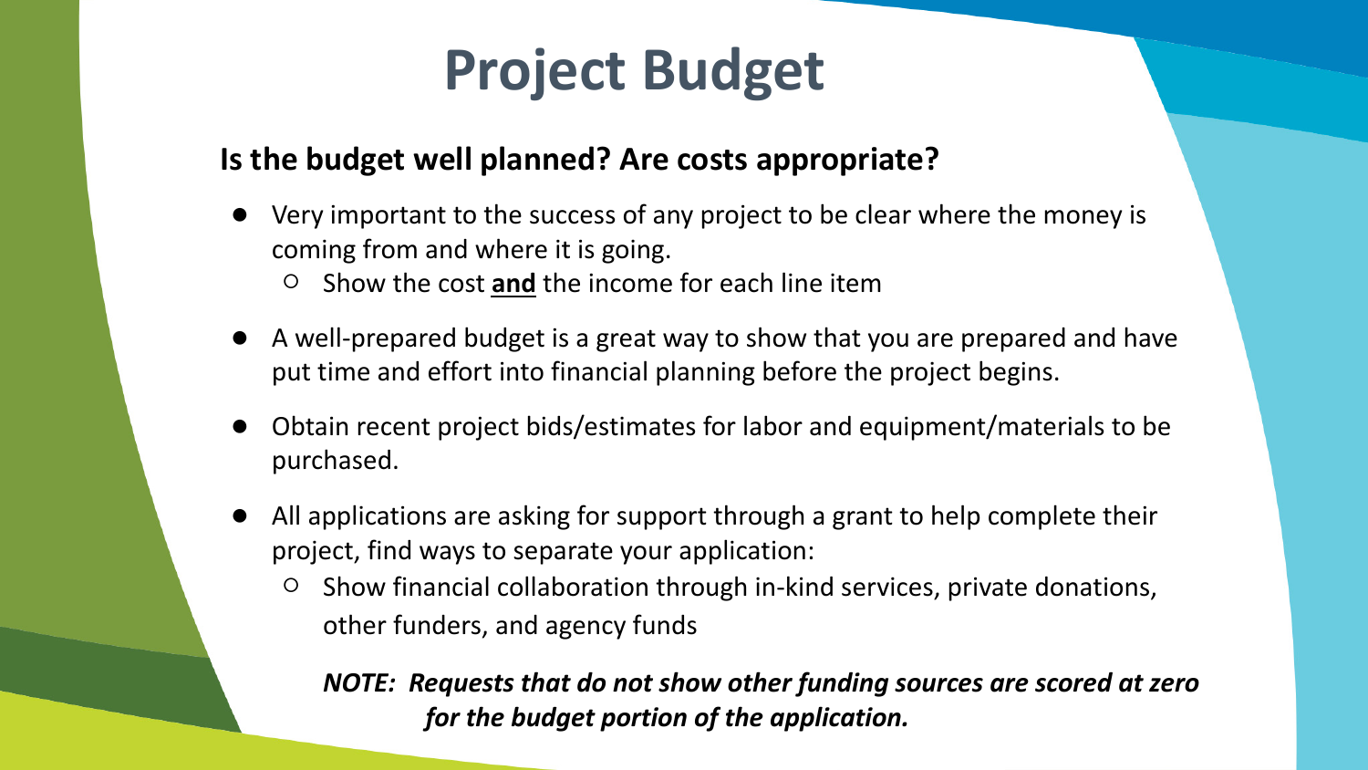# Project Budget

**Is the budget well planned? Are costs appropriate?**

- Very important to the success of any project to be clear where the money is coming from and where it is going.
  - Show the cost **and** the income for each line item
- A well-prepared budget is a great way to show that you are prepared and have put time and effort into financial planning before the project begins.
- Obtain recent project bids/estimates for labor and equipment/materials to be purchased.
- All applications are asking for support through a grant to help complete their project, find ways to separate your application:
  - Show financial collaboration through in-kind services, private donations, other funders, and agency funds

***NOTE: Requests that do not show other funding sources are scored at zero for the budget portion of the application.***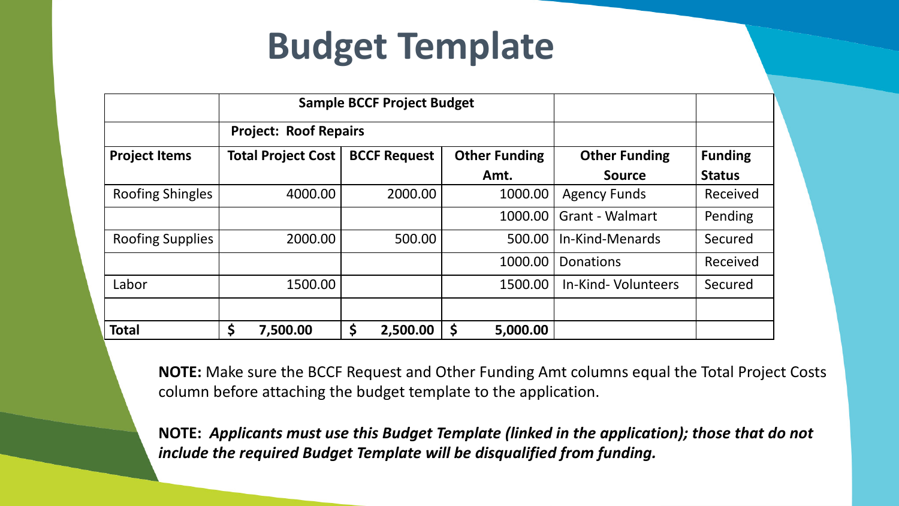# Budget Template

| | Sample BCCF Project Budget | | | | |
|---|---|---|---|---|---|
| | **Project: Roof Repairs** | | | | |
| **Project Items** | **Total Project Cost** | **BCCF Request** | **Other Funding Amt.** | **Other Funding Source** | **Funding Status** |
| Roofing Shingles | 4000.00 | 2000.00 | 1000.00 | Agency Funds | Received |
| | | | 1000.00 | Grant - Walmart | Pending |
| Roofing Supplies | 2000.00 | 500.00 | 500.00 | In-Kind-Menards | Secured |
| | | | 1000.00 | Donations | Received |
| Labor | 1500.00 | | 1500.00 | In-Kind- Volunteers | Secured |
| | | | | | |
| **Total** | **$ 7,500.00** | **$ 2,500.00** | **$ 5,000.00** | | |

**NOTE:** Make sure the BCCF Request and Other Funding Amt columns equal the Total Project Costs column before attaching the budget template to the application.

**NOTE:** ***Applicants must use this Budget Template (linked in the application); those that do not include the required Budget Template will be disqualified from funding.***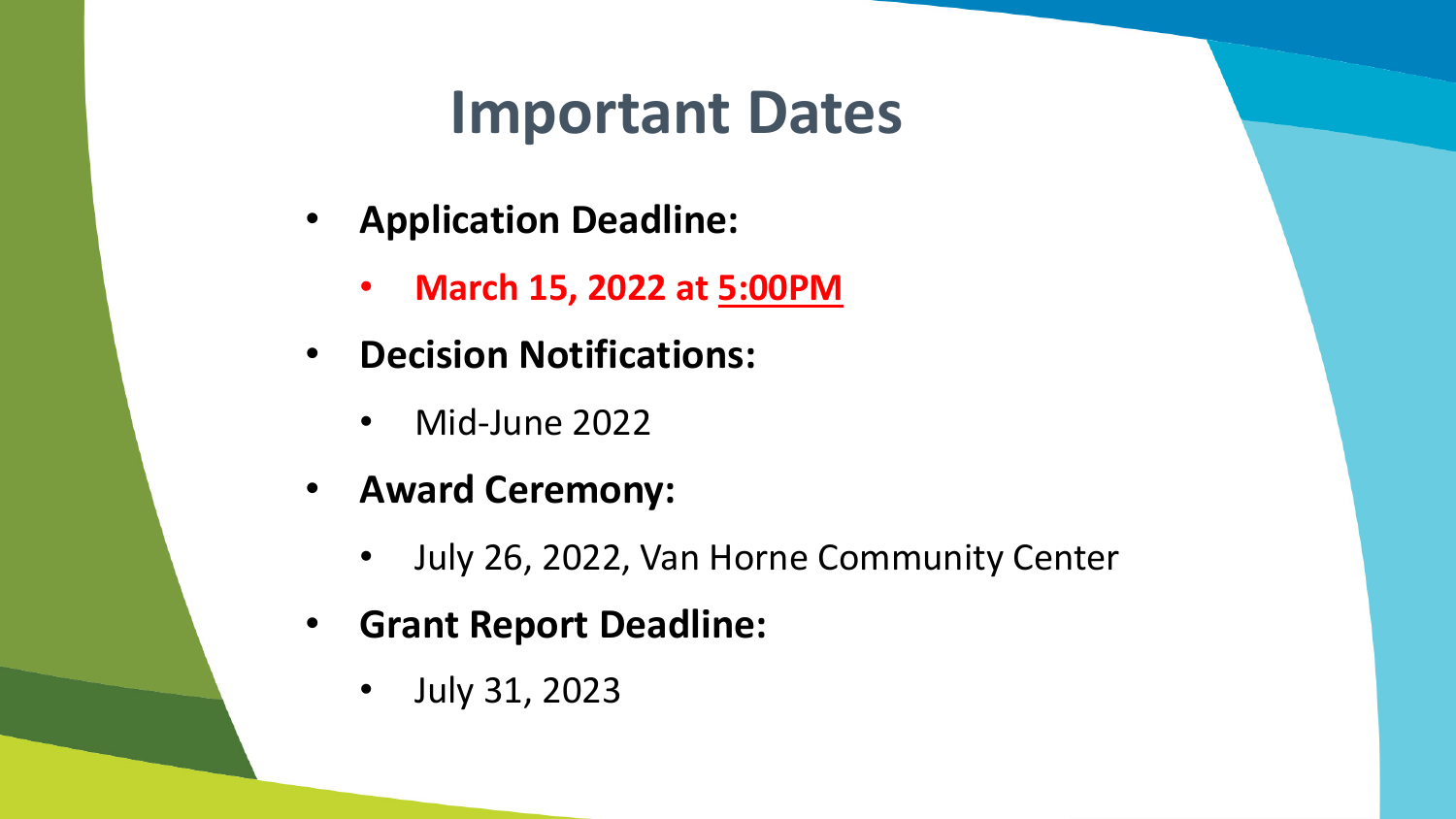# Important Dates

- **Application Deadline:**
    - **March 15, 2022 at <u>5:00PM</u>**
- **Decision Notifications:**
    - Mid-June 2022
- **Award Ceremony:**
    - July 26, 2022, Van Horne Community Center
- **Grant Report Deadline:**
    - July 31, 2023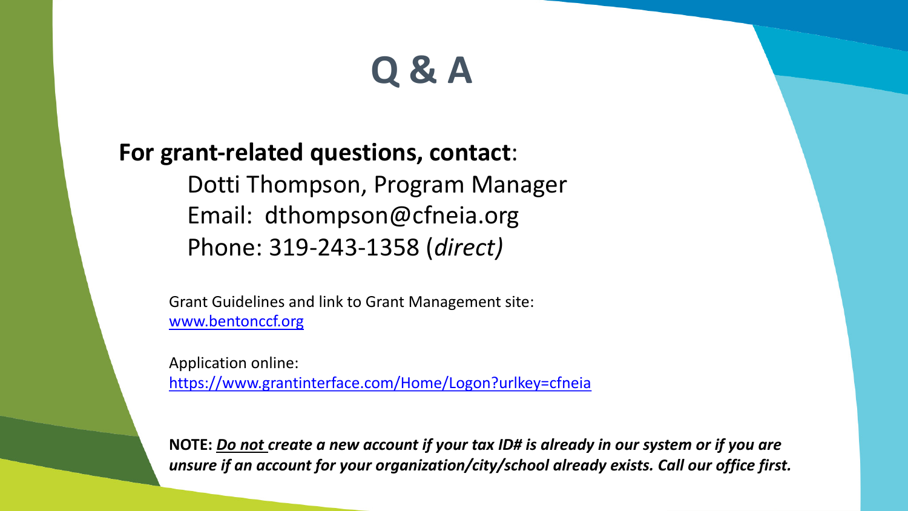# Q & A

**For grant-related questions, contact**:

Dotti Thompson, Program Manager
Email: dthompson@cfneia.org
Phone: 319-243-1358 (*direct)*

Grant Guidelines and link to Grant Management site:
www.bentonccf.org

Application online:
https://www.grantinterface.com/Home/Logon?urlkey=cfneia

**NOTE:** ***Do not** create a new account if your tax ID# is already in our system or if you are unsure if an account for your organization/city/school already exists. Call our office first.*